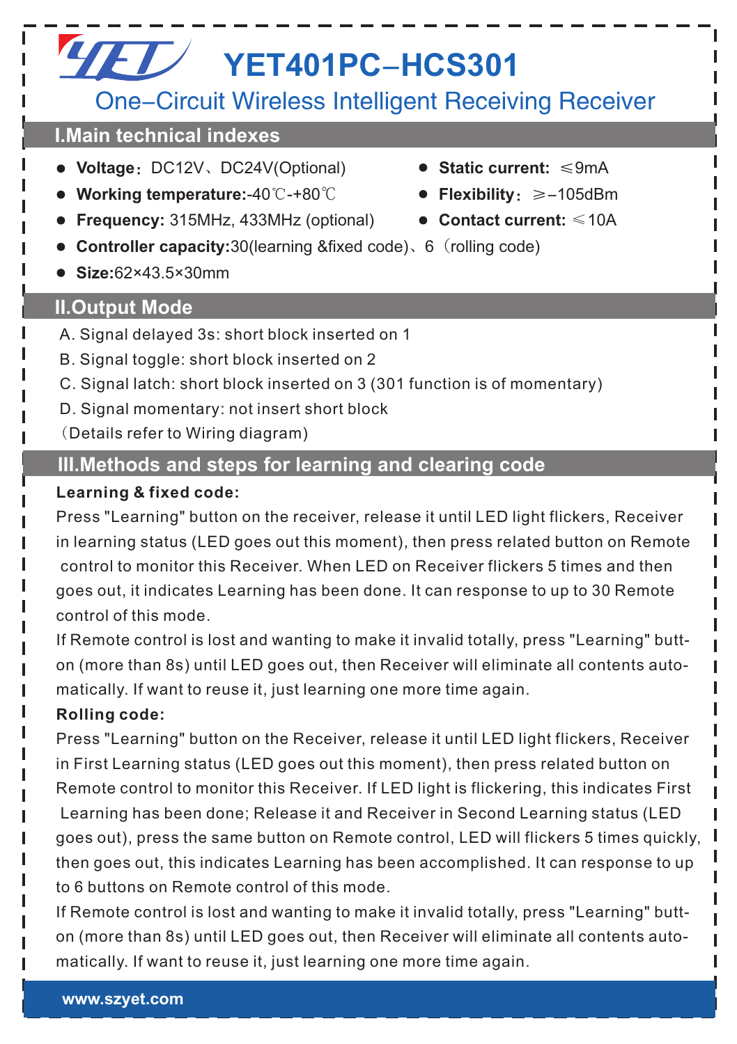# YET401PC–HCS301

## One–Circuit Wireless Intelligent Receiving Receiver

## I.Main technical indexes

- **Voltage**：DC12V、DC24V(Optional)
- **Static current:** ≤9mA
- **Working temperature:**-40℃-+80℃
- **Flexibility**：≥–105dBm
- **Frequency:** 315MHz, 433MHz (optional)
- **Contact current:** ≤10A
- **Controller capacity:**30(learning &fixed code)、6（rolling code)
- **Size:**62×43.5×30mm

## II.Output Mode

A. Signal delayed 3s: short block inserted on 1

B. Signal toggle: short block inserted on 2

C. Signal latch: short block inserted on 3 (301 function is of momentary)

D. Signal momentary: not insert short block

（Details refer to Wiring diagram)

## III.Methods and steps for learning and clearing code

**Learning & fixed code:**

Press "Learning" button on the receiver, release it until LED light flickers, Receiver in learning status (LED goes out this moment), then press related button on Remote control to monitor this Receiver. When LED on Receiver flickers 5 times and then goes out, it indicates Learning has been done. It can response to up to 30 Remote control of this mode.

If Remote control is lost and wanting to make it invalid totally, press "Learning" button (more than 8s) until LED goes out, then Receiver will eliminate all contents automatically. If want to reuse it, just learning one more time again.

**Rolling code:**

Press "Learning" button on the Receiver, release it until LED light flickers, Receiver in First Learning status (LED goes out this moment), then press related button on Remote control to monitor this Receiver. If LED light is flickering, this indicates First Learning has been done; Release it and Receiver in Second Learning status (LED goes out), press the same button on Remote control, LED will flickers 5 times quickly, then goes out, this indicates Learning has been accomplished. It can response to up to 6 buttons on Remote control of this mode.

If Remote control is lost and wanting to make it invalid totally, press "Learning" button (more than 8s) until LED goes out, then Receiver will eliminate all contents automatically. If want to reuse it, just learning one more time again.

www.szyet.com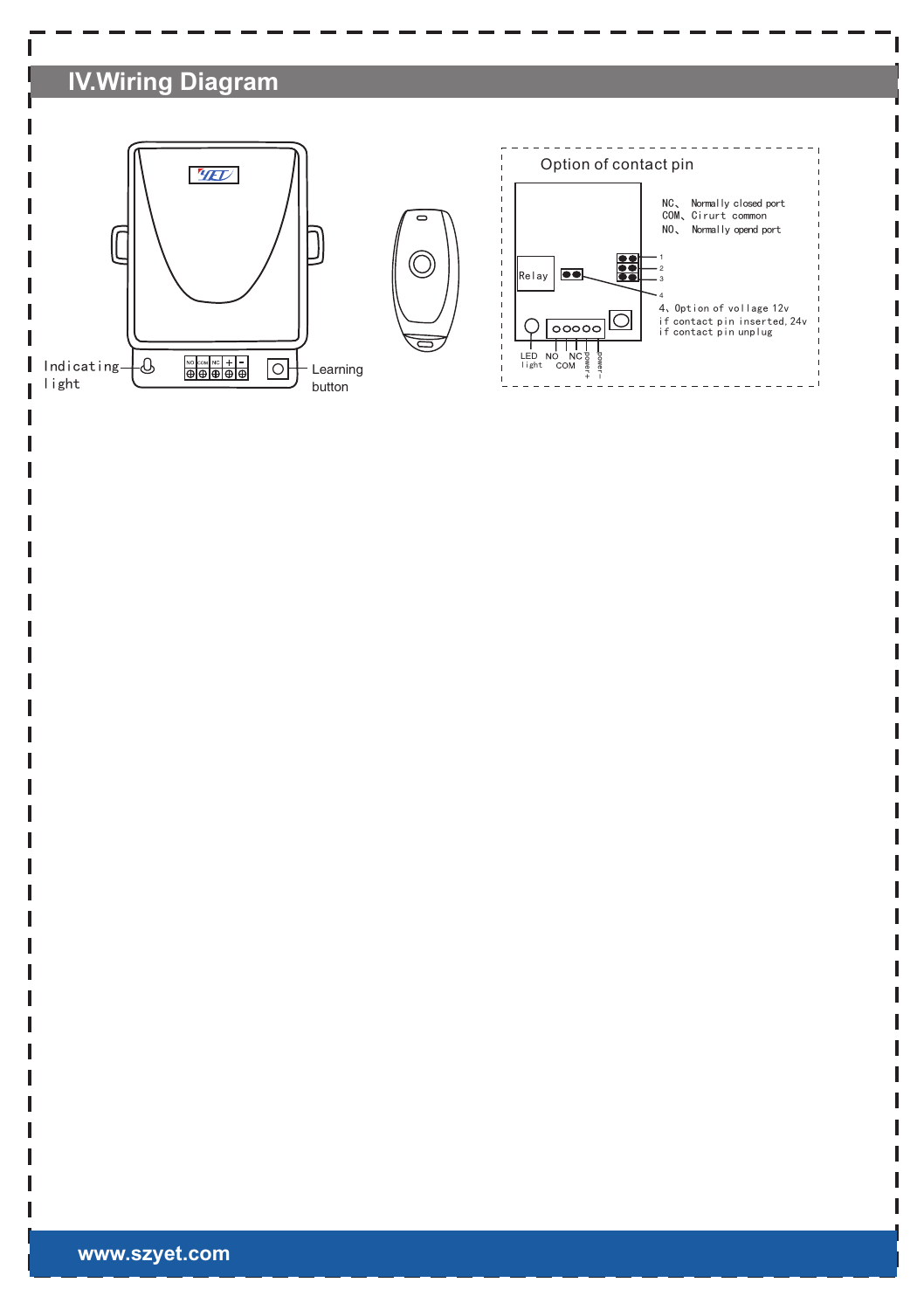## IV.Wiring Diagram

Indicating light

NO COM NC + -

Learning button

Option of contact pin

Relay

NC、 Normally closed port
COM、 Cirurt common
NO、 Normally opend port

1
2
3
4

4、Option of vollage 12v
if contact pin inserted, 24v
if contact pin unplug

LED light NO COM NC power+ power-